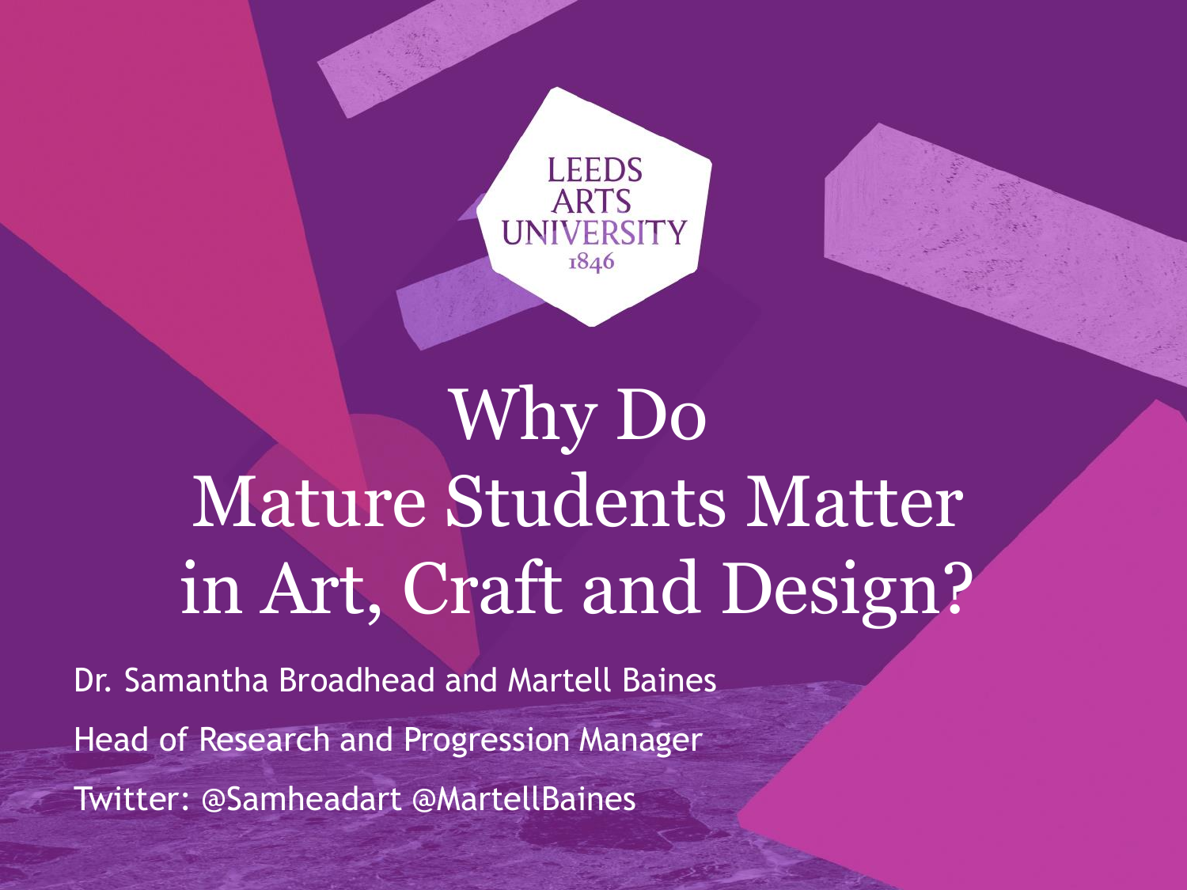LEEDS ARTS UNIVERSITY 1846

# Why Do Mature Students Matter in Art, Craft and Design?

Dr. Samantha Broadhead and Martell Baines

Head of Research and Progression Manager

Twitter: @Samheadart @MartellBaines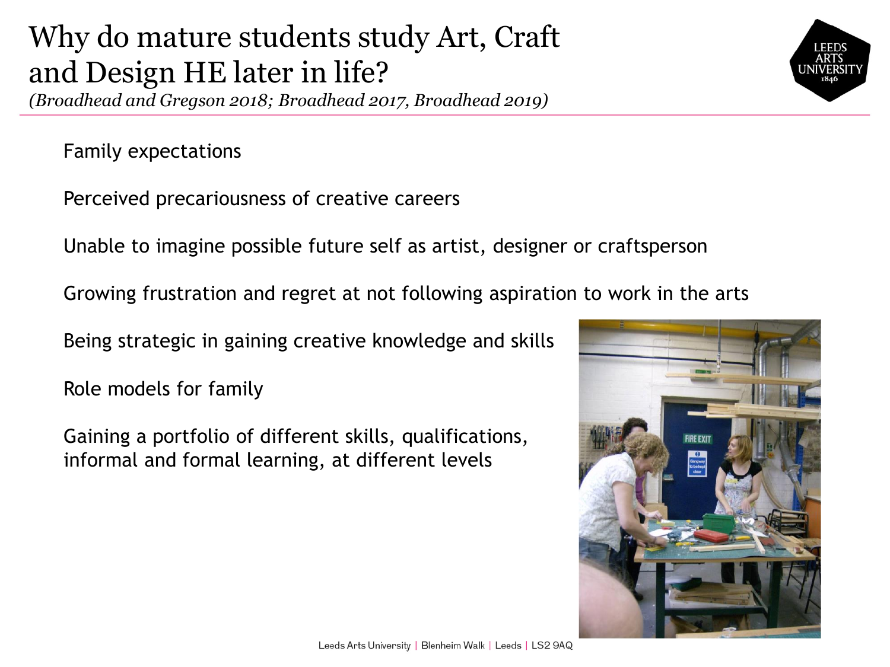# Why do mature students study Art, Craft and Design HE later in life?

*(Broadhead and Gregson 2018; Broadhead 2017, Broadhead 2019)*

Family expectations

Perceived precariousness of creative careers

Unable to imagine possible future self as artist, designer or craftsperson

Growing frustration and regret at not following aspiration to work in the arts

Being strategic in gaining creative knowledge and skills

Role models for family

Gaining a portfolio of different skills, qualifications, informal and formal learning, at different levels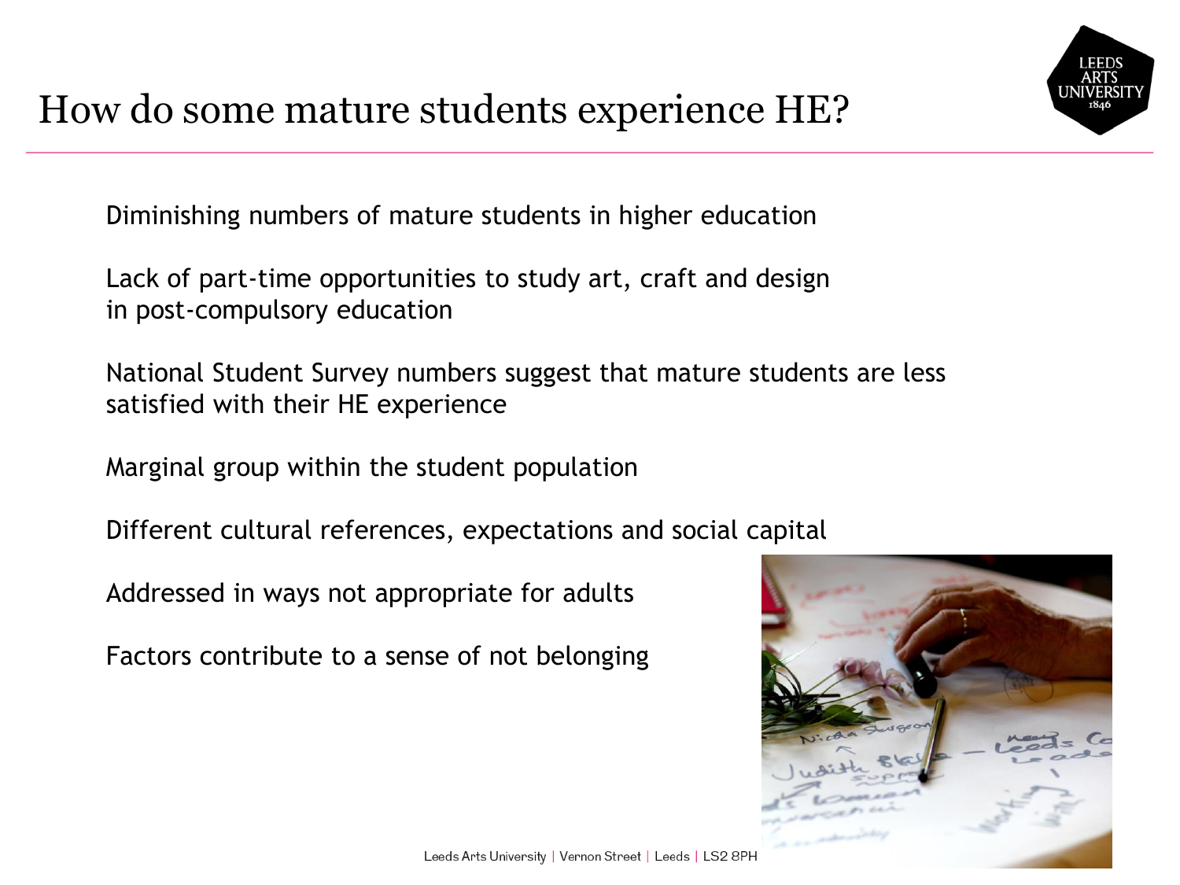# How do some mature students experience HE?

Diminishing numbers of mature students in higher education

Lack of part-time opportunities to study art, craft and design in post-compulsory education

National Student Survey numbers suggest that mature students are less satisfied with their HE experience

Marginal group within the student population

Different cultural references, expectations and social capital

Addressed in ways not appropriate for adults

Factors contribute to a sense of not belonging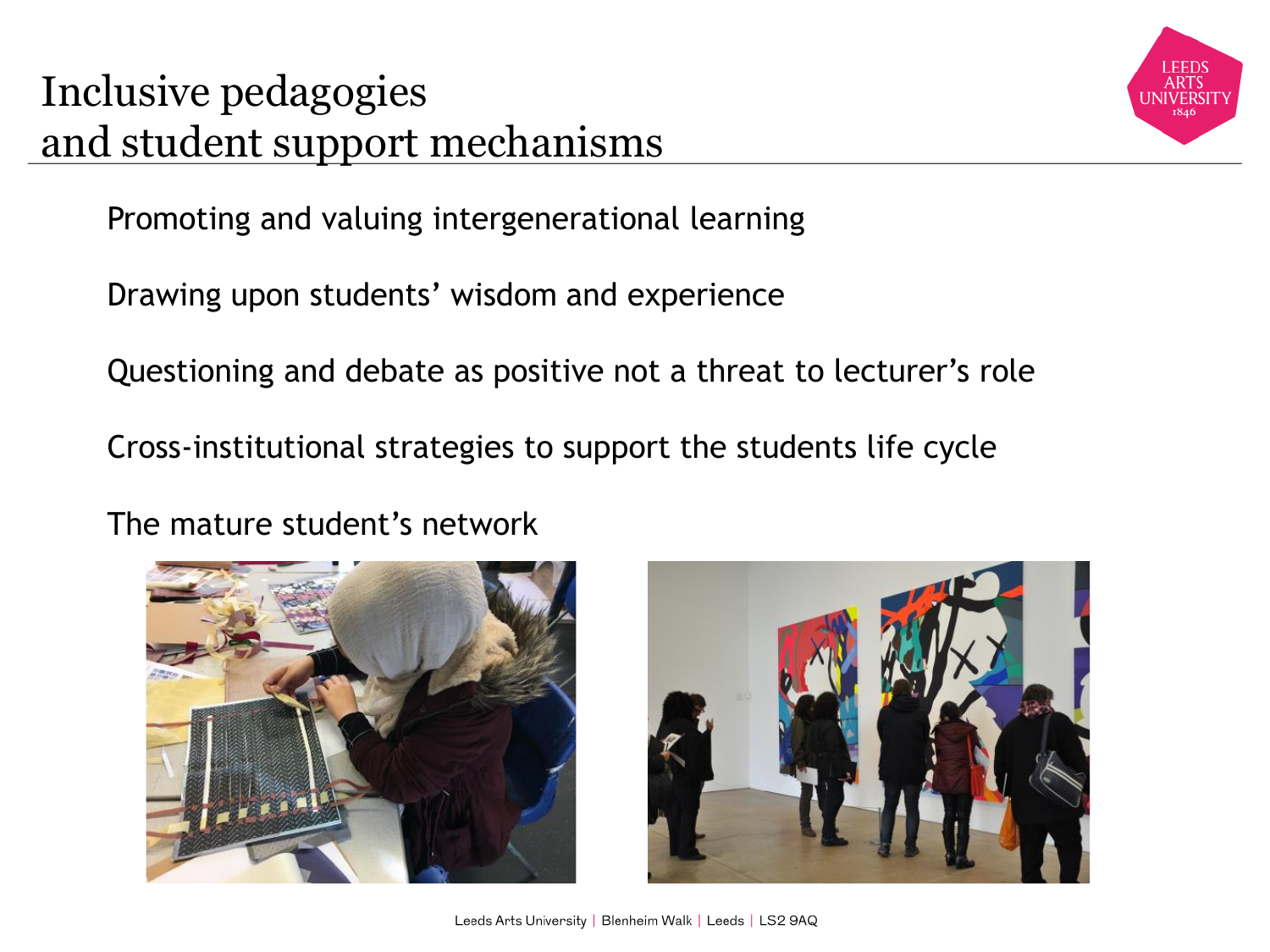# Inclusive pedagogies and student support mechanisms

Promoting and valuing intergenerational learning

Drawing upon students' wisdom and experience

Questioning and debate as positive not a threat to lecturer's role

Cross-institutional strategies to support the students life cycle

The mature student's network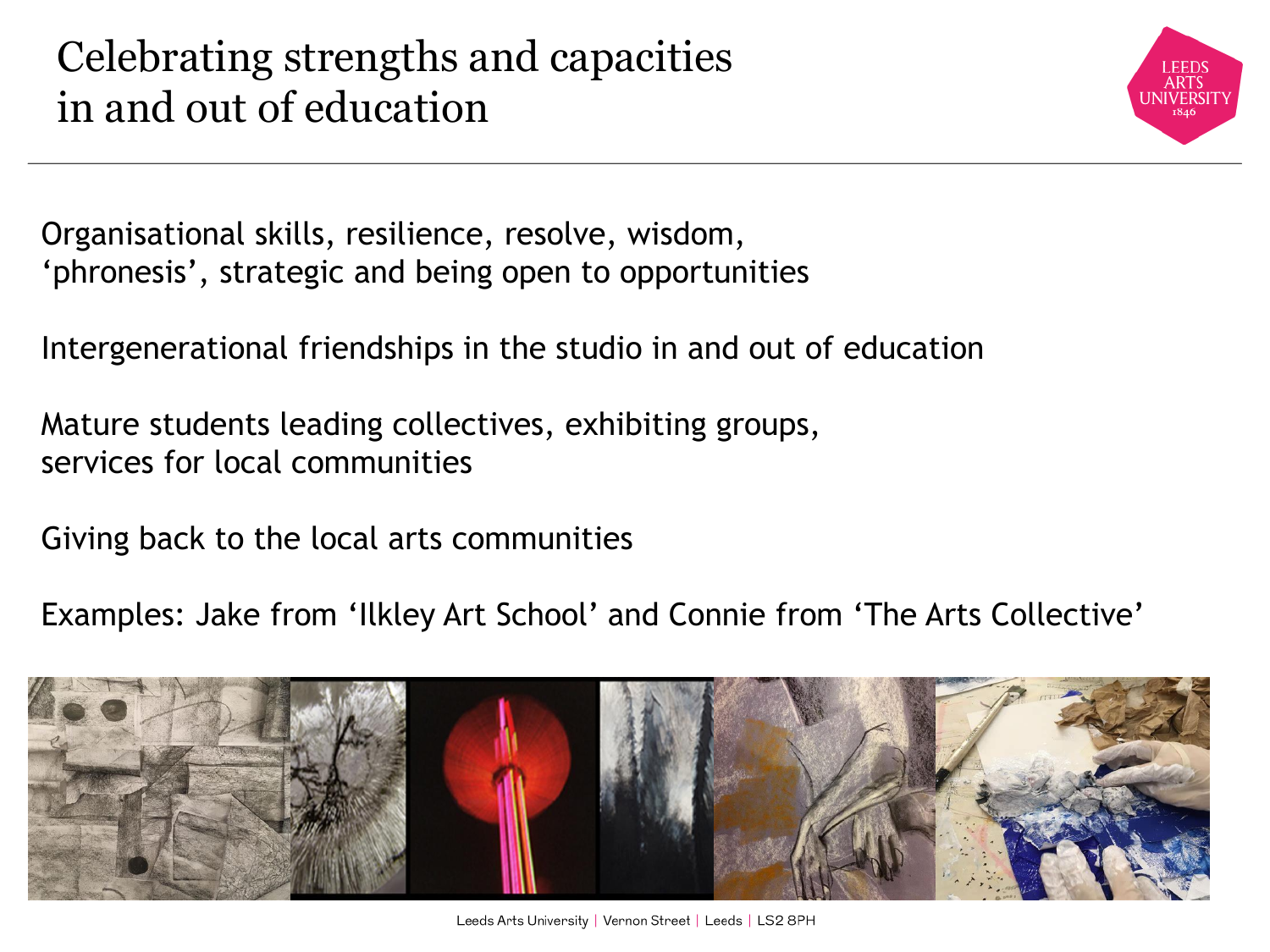# Celebrating strengths and capacities in and out of education

Organisational skills, resilience, resolve, wisdom, 'phronesis', strategic and being open to opportunities

Intergenerational friendships in the studio in and out of education

Mature students leading collectives, exhibiting groups, services for local communities

Giving back to the local arts communities

Examples: Jake from 'Ilkley Art School' and Connie from 'The Arts Collective'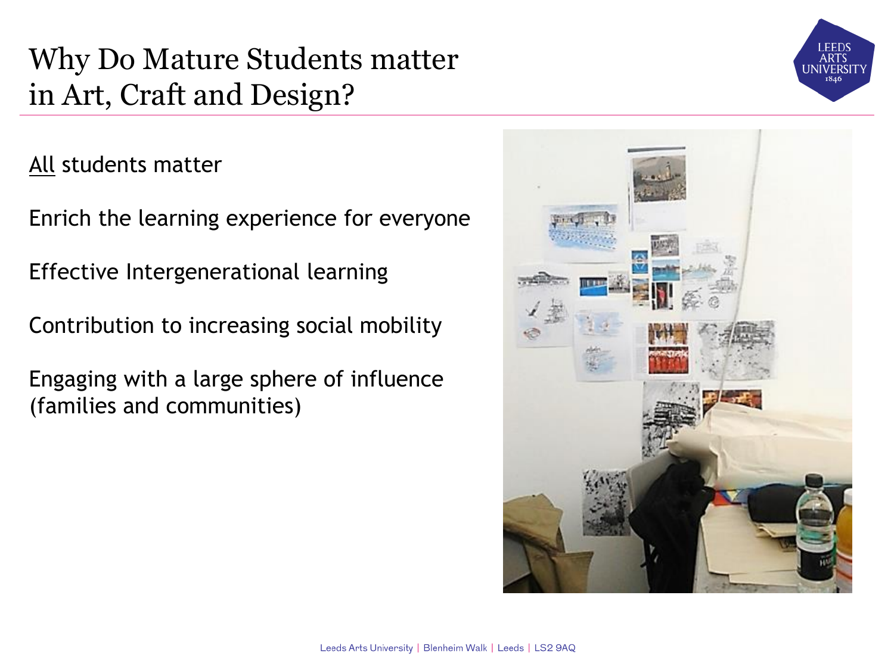# Why Do Mature Students matter in Art, Craft and Design?

<u>All</u> students matter

Enrich the learning experience for everyone

Effective Intergenerational learning

Contribution to increasing social mobility

Engaging with a large sphere of influence (families and communities)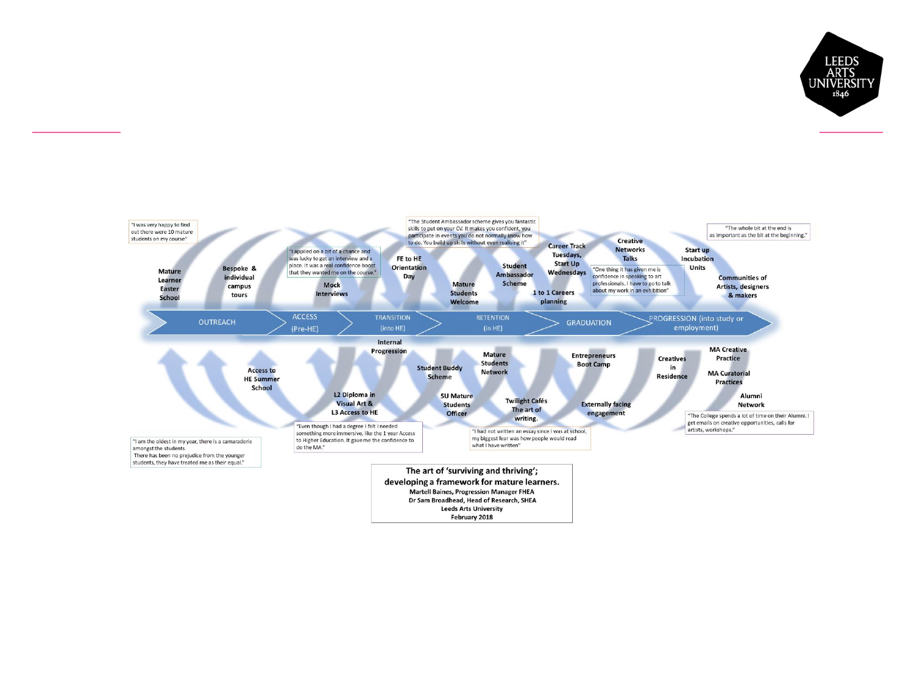"I was very happy to find out there were 10 mature students on my course"

"I applied on a bit of a chance and was lucky to get an interview and a place. It was a real confidence boost that they wanted me on the course."

"The Student Ambassador scheme gives you fantastic skills to put on your CV. It makes you confident, you participate in events you do not normally know how to do. You build up skills without even realising it"

"One thing it has given me is confidence in speaking to art professionals. I have to go to talk about my work in an exhibition"

"The whole bit at the end is as important as the bit at the beginning."

**Mature Learner Easter School**

**Bespoke & individual campus tours**

**Mock Interviews**

**FE to HE Orientation Day**

**Mature Students Welcome**

**Student Ambassador Scheme**

**Career Track Tuesdays, Start Up Wednesdays**

**1 to 1 Careers planning**

**Creative Networks Talks**

**Start up Incubation Units**

**Communities of Artists, designers & makers**

OUTREACH → ACCESS (Pre-HE) → TRANSITION (into HE) → RETENTION (in HE) → GRADUATION → PROGRESSION (into study or employment)

**Access to HE Summer School**

**Internal Progression**

**L2 Diploma in Visual Art & L3 Access to HE**

**Student Buddy Scheme**

**SU Mature Students Officer**

**Mature Students Network**

**Twilight Cafés The art of writing.**

**Entrepreneurs Boot Camp**

**Externally facing engagement**

**Creatives in Residence**

**MA Creative Practice**

**MA Curatorial Practices**

**Alumni Network**

"I am the oldest in my year, there is a camaraderie amongst the students.
There has been no prejudice from the younger students, they have treated me as their equal."

"Even though I had a degree I felt I needed something more immersive, like the 1 year Access to Higher Education. It gave me the confidence to do the MA."

"I had not written an essay since I was at school, my biggest fear was how people would read what I have written"

"The College spends a lot of time on their Alumni. I get emails on creative opportunities, calls for artists, workshops."

**The art of 'surviving and thriving'; developing a framework for mature learners.**

**Martell Baines, Progression Manager FHEA**
**Dr Sam Broadhead, Head of Research, SHEA**
**Leeds Arts University**
**February 2018**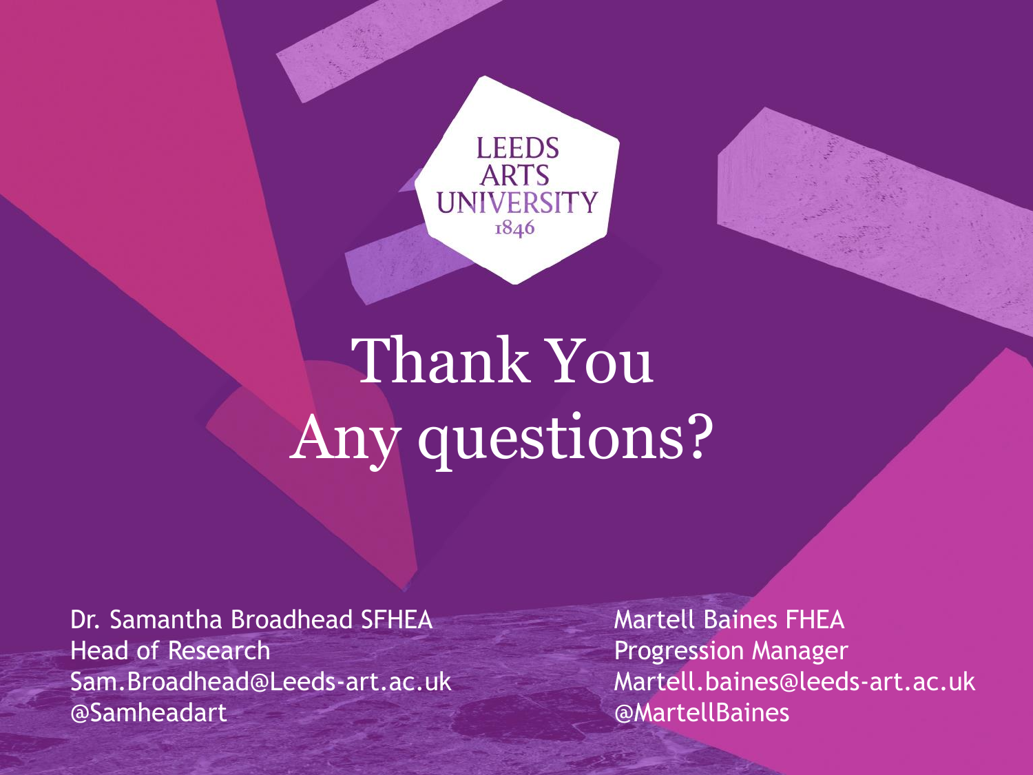LEEDS ARTS UNIVERSITY 1846

# Thank You
# Any questions?

Dr. Samantha Broadhead SFHEA
Head of Research
Sam.Broadhead@Leeds-art.ac.uk
@Samheadart

Martell Baines FHEA
Progression Manager
Martell.baines@leeds-art.ac.uk
@MartellBaines